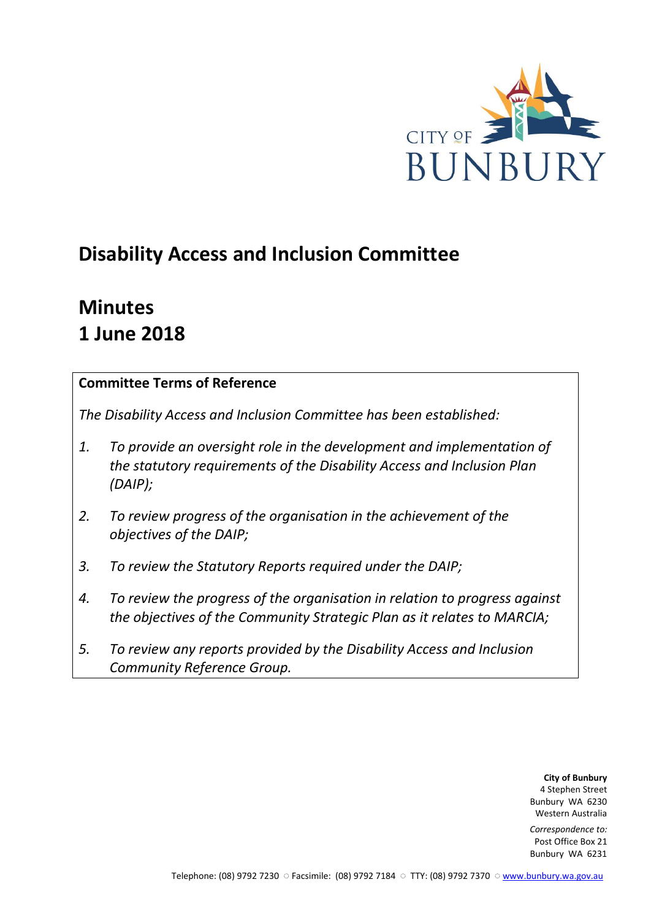CITY OF BUNBURY

# Disability Access and Inclusion Committee

## Minutes
## 1 June 2018

**Committee Terms of Reference**

*The Disability Access and Inclusion Committee has been established:*

1. *To provide an oversight role in the development and implementation of the statutory requirements of the Disability Access and Inclusion Plan (DAIP);*
2. *To review progress of the organisation in the achievement of the objectives of the DAIP;*
3. *To review the Statutory Reports required under the DAIP;*
4. *To review the progress of the organisation in relation to progress against the objectives of the Community Strategic Plan as it relates to MARCIA;*
5. *To review any reports provided by the Disability Access and Inclusion Community Reference Group.*

**City of Bunbury**
4 Stephen Street
Bunbury WA 6230
Western Australia

*Correspondence to:*
Post Office Box 21
Bunbury WA 6231

Telephone: (08) 9792 7230 ○ Facsimile: (08) 9792 7184 ○ TTY: (08) 9792 7370 ○ www.bunbury.wa.gov.au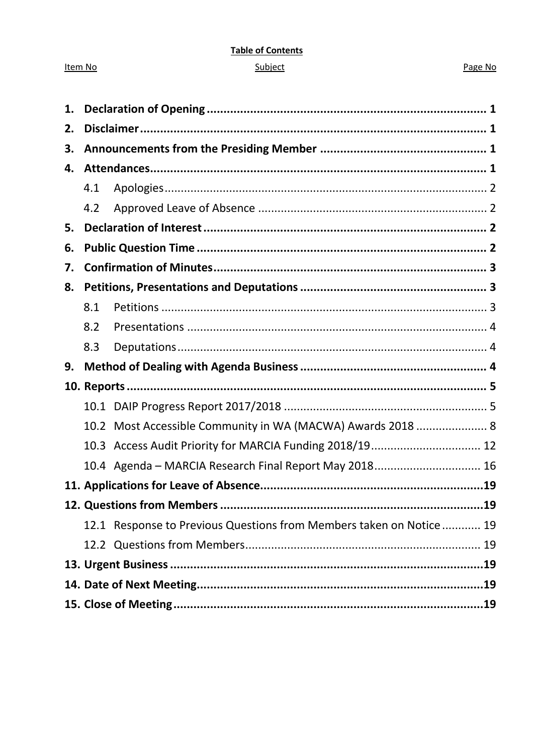**Table of Contents**

| Item No | Subject | Page No |
|---|---|---|
| **1.** | **Declaration of Opening** | **1** |
| **2.** | **Disclaimer** | **1** |
| **3.** | **Announcements from the Presiding Member** | **1** |
| **4.** | **Attendances** | **1** |
| 4.1 | Apologies | 2 |
| 4.2 | Approved Leave of Absence | 2 |
| **5.** | **Declaration of Interest** | **2** |
| **6.** | **Public Question Time** | **2** |
| **7.** | **Confirmation of Minutes** | **3** |
| **8.** | **Petitions, Presentations and Deputations** | **3** |
| 8.1 | Petitions | 3 |
| 8.2 | Presentations | 4 |
| 8.3 | Deputations | 4 |
| **9.** | **Method of Dealing with Agenda Business** | **4** |
| **10.** | **Reports** | **5** |
| 10.1 | DAIP Progress Report 2017/2018 | 5 |
| 10.2 | Most Accessible Community in WA (MACWA) Awards 2018 | 8 |
| 10.3 | Access Audit Priority for MARCIA Funding 2018/19 | 12 |
| 10.4 | Agenda – MARCIA Research Final Report May 2018 | 16 |
| **11.** | **Applications for Leave of Absence** | **19** |
| **12.** | **Questions from Members** | **19** |
| 12.1 | Response to Previous Questions from Members taken on Notice | 19 |
| 12.2 | Questions from Members | 19 |
| **13.** | **Urgent Business** | **19** |
| **14.** | **Date of Next Meeting** | **19** |
| **15.** | **Close of Meeting** | **19** |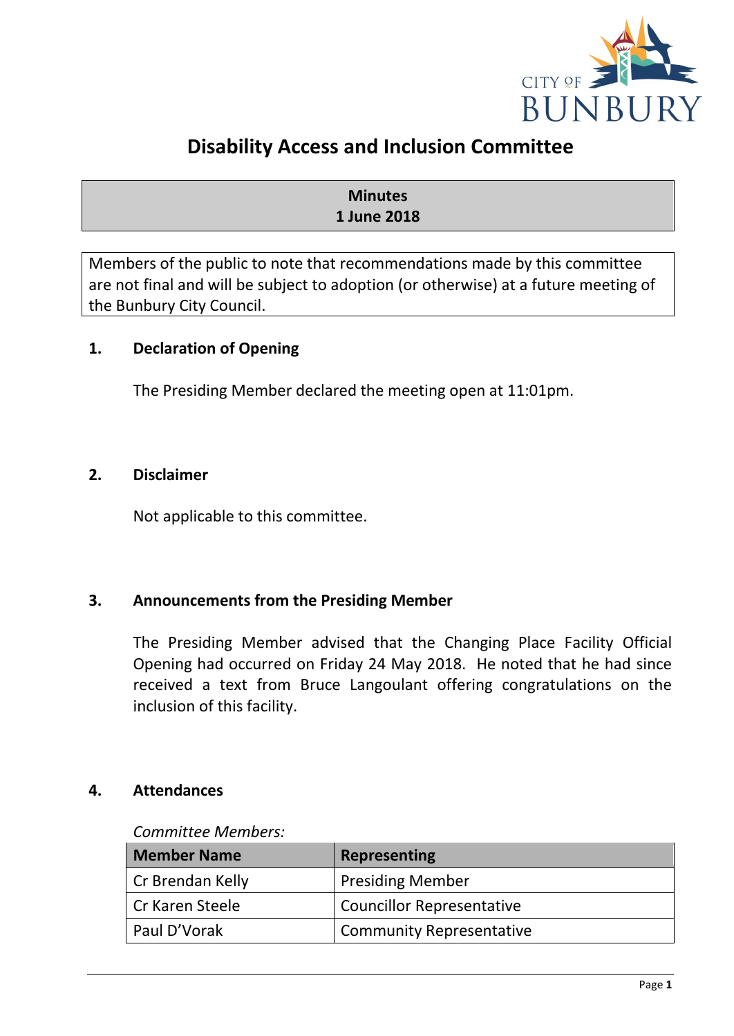# Disability Access and Inclusion Committee

**Minutes**
**1 June 2018**

Members of the public to note that recommendations made by this committee are not final and will be subject to adoption (or otherwise) at a future meeting of the Bunbury City Council.

## 1. Declaration of Opening

The Presiding Member declared the meeting open at 11:01pm.

## 2. Disclaimer

Not applicable to this committee.

## 3. Announcements from the Presiding Member

The Presiding Member advised that the Changing Place Facility Official Opening had occurred on Friday 24 May 2018. He noted that he had since received a text from Bruce Langoulant offering congratulations on the inclusion of this facility.

## 4. Attendances

*Committee Members:*

| Member Name | Representing |
| --- | --- |
| Cr Brendan Kelly | Presiding Member |
| Cr Karen Steele | Councillor Representative |
| Paul D'Vorak | Community Representative |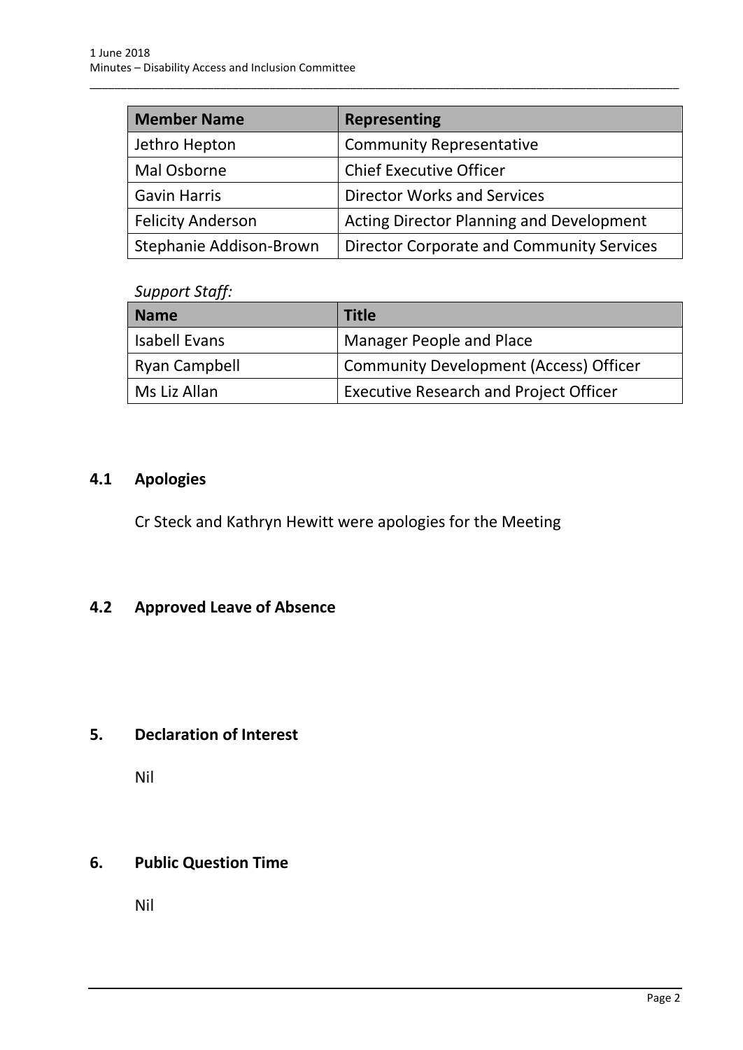| Member Name | Representing |
|---|---|
| Jethro Hepton | Community Representative |
| Mal Osborne | Chief Executive Officer |
| Gavin Harris | Director Works and Services |
| Felicity Anderson | Acting Director Planning and Development |
| Stephanie Addison-Brown | Director Corporate and Community Services |

*Support Staff:*

| Name | Title |
|---|---|
| Isabell Evans | Manager People and Place |
| Ryan Campbell | Community Development (Access) Officer |
| Ms Liz Allan | Executive Research and Project Officer |

## 4.1 Apologies

Cr Steck and Kathryn Hewitt were apologies for the Meeting

## 4.2 Approved Leave of Absence

## 5. Declaration of Interest

Nil

## 6. Public Question Time

Nil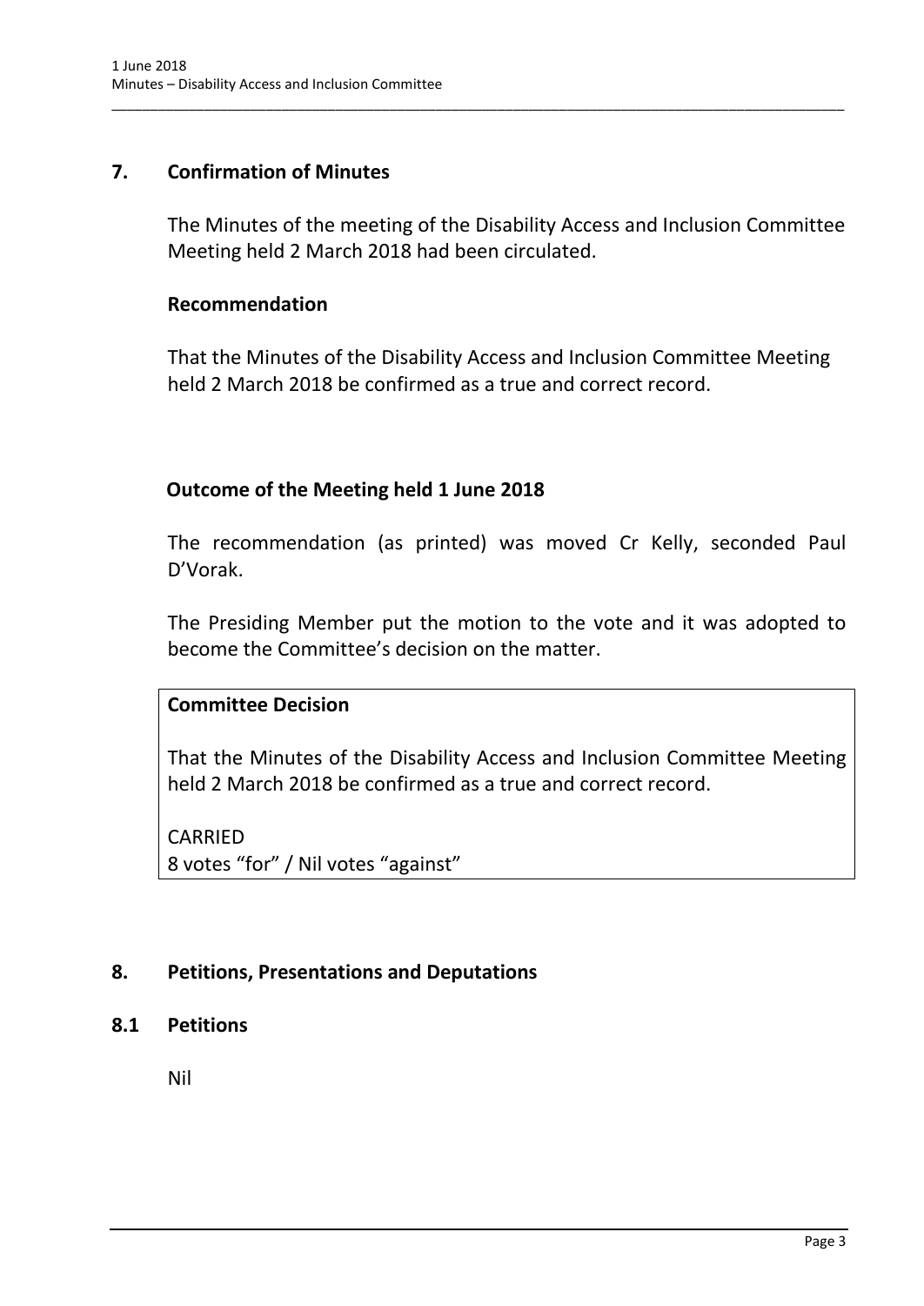## 7. Confirmation of Minutes

The Minutes of the meeting of the Disability Access and Inclusion Committee Meeting held 2 March 2018 had been circulated.

### Recommendation

That the Minutes of the Disability Access and Inclusion Committee Meeting held 2 March 2018 be confirmed as a true and correct record.

### Outcome of the Meeting held 1 June 2018

The recommendation (as printed) was moved Cr Kelly, seconded Paul D'Vorak.

The Presiding Member put the motion to the vote and it was adopted to become the Committee's decision on the matter.

**Committee Decision**

That the Minutes of the Disability Access and Inclusion Committee Meeting held 2 March 2018 be confirmed as a true and correct record.

CARRIED
8 votes "for" / Nil votes "against"

## 8. Petitions, Presentations and Deputations

### 8.1 Petitions

Nil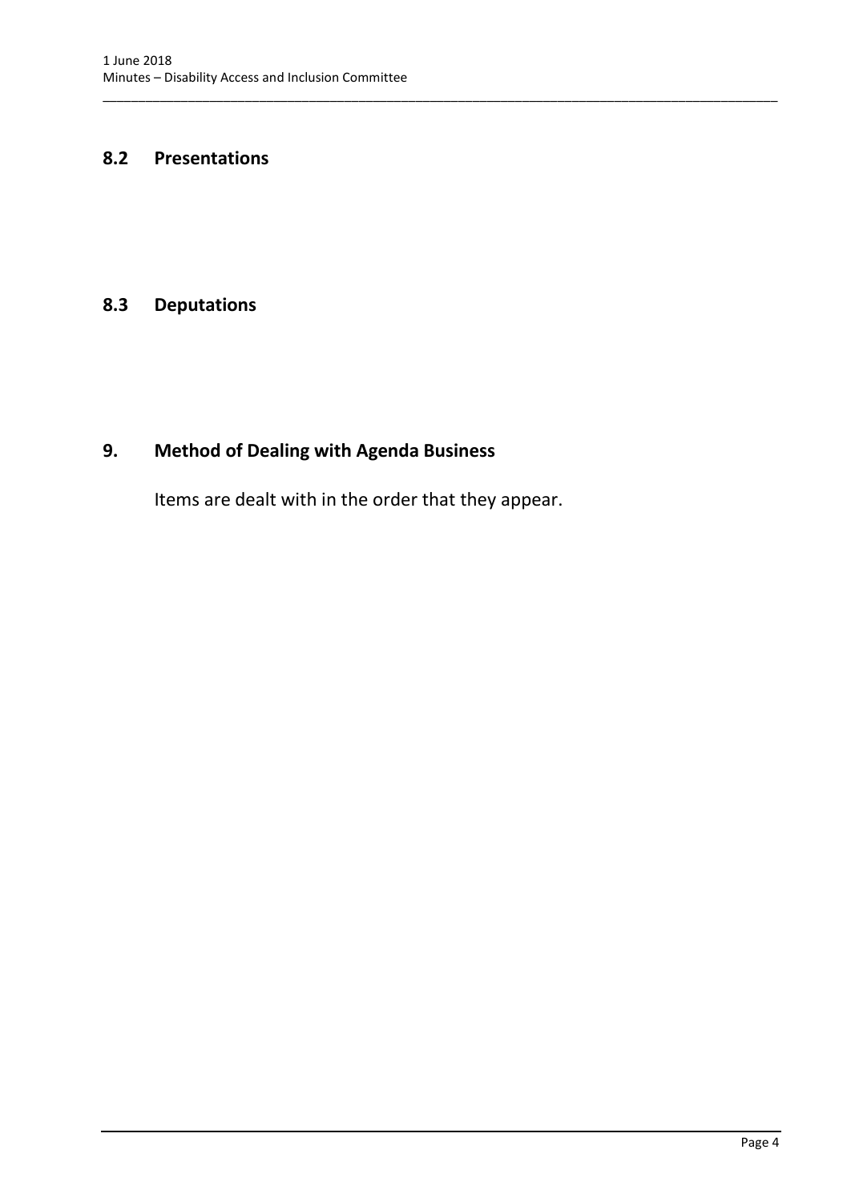## 8.2 Presentations

## 8.3 Deputations

## 9. Method of Dealing with Agenda Business

Items are dealt with in the order that they appear.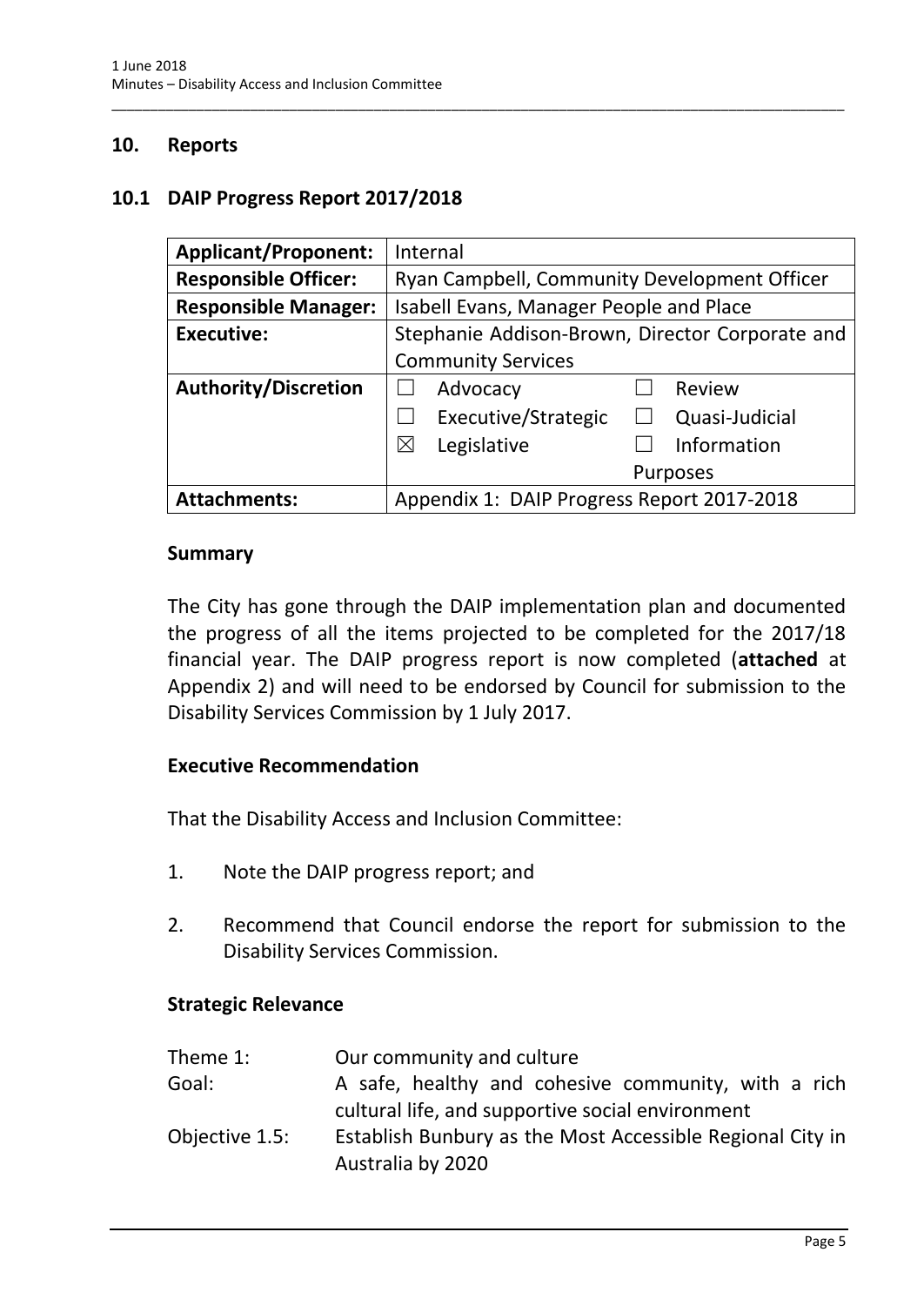## 10. Reports

### 10.1 DAIP Progress Report 2017/2018

| | |
|---|---|
| **Applicant/Proponent:** | Internal |
| **Responsible Officer:** | Ryan Campbell, Community Development Officer |
| **Responsible Manager:** | Isabell Evans, Manager People and Place |
| **Executive:** | Stephanie Addison-Brown, Director Corporate and Community Services |
| **Authority/Discretion** | ☐ Advocacy ☐ Review<br>☐ Executive/Strategic ☐ Quasi-Judicial<br>☒ Legislative ☐ Information Purposes |
| **Attachments:** | Appendix 1: DAIP Progress Report 2017-2018 |

**Summary**

The City has gone through the DAIP implementation plan and documented the progress of all the items projected to be completed for the 2017/18 financial year. The DAIP progress report is now completed (**attached** at Appendix 2) and will need to be endorsed by Council for submission to the Disability Services Commission by 1 July 2017.

**Executive Recommendation**

That the Disability Access and Inclusion Committee:

1. Note the DAIP progress report; and

2. Recommend that Council endorse the report for submission to the Disability Services Commission.

**Strategic Relevance**

| | |
|---|---|
| Theme 1: | Our community and culture |
| Goal: | A safe, healthy and cohesive community, with a rich cultural life, and supportive social environment |
| Objective 1.5: | Establish Bunbury as the Most Accessible Regional City in Australia by 2020 |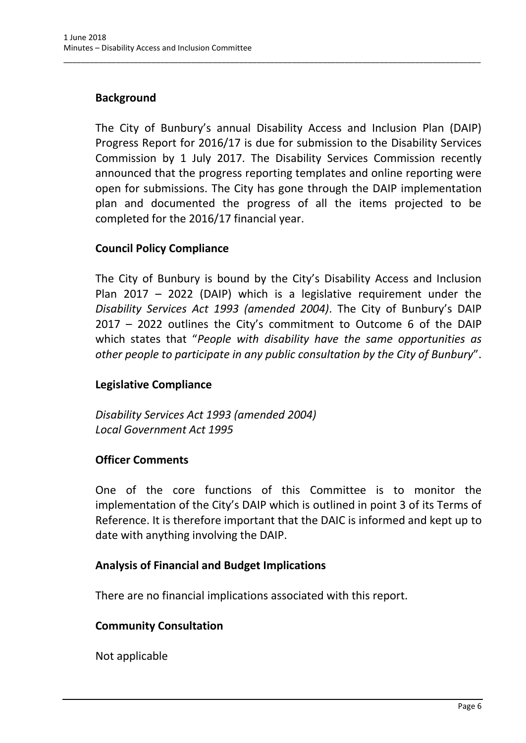## Background

The City of Bunbury's annual Disability Access and Inclusion Plan (DAIP) Progress Report for 2016/17 is due for submission to the Disability Services Commission by 1 July 2017. The Disability Services Commission recently announced that the progress reporting templates and online reporting were open for submissions. The City has gone through the DAIP implementation plan and documented the progress of all the items projected to be completed for the 2016/17 financial year.

## Council Policy Compliance

The City of Bunbury is bound by the City's Disability Access and Inclusion Plan 2017 – 2022 (DAIP) which is a legislative requirement under the *Disability Services Act 1993 (amended 2004)*. The City of Bunbury's DAIP 2017 – 2022 outlines the City's commitment to Outcome 6 of the DAIP which states that "*People with disability have the same opportunities as other people to participate in any public consultation by the City of Bunbury*".

## Legislative Compliance

*Disability Services Act 1993 (amended 2004)*
*Local Government Act 1995*

## Officer Comments

One of the core functions of this Committee is to monitor the implementation of the City's DAIP which is outlined in point 3 of its Terms of Reference. It is therefore important that the DAIC is informed and kept up to date with anything involving the DAIP.

## Analysis of Financial and Budget Implications

There are no financial implications associated with this report.

## Community Consultation

Not applicable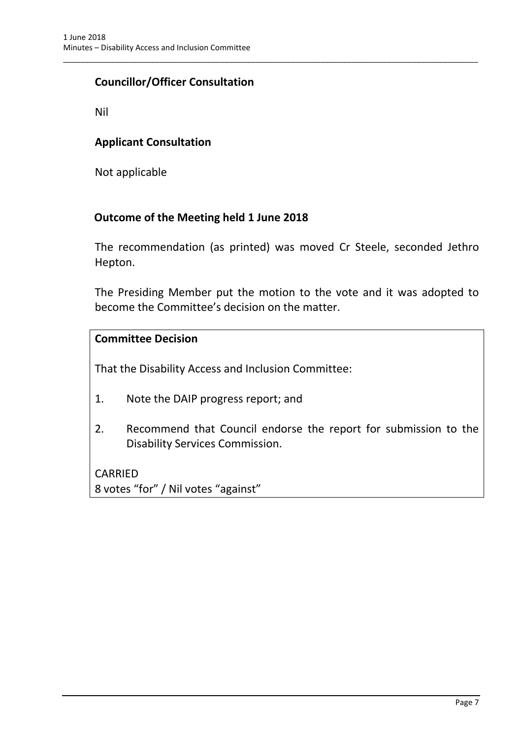### Councillor/Officer Consultation

Nil

### Applicant Consultation

Not applicable

### Outcome of the Meeting held 1 June 2018

The recommendation (as printed) was moved Cr Steele, seconded Jethro Hepton.

The Presiding Member put the motion to the vote and it was adopted to become the Committee's decision on the matter.

**Committee Decision**

That the Disability Access and Inclusion Committee:

1. Note the DAIP progress report; and
2. Recommend that Council endorse the report for submission to the Disability Services Commission.

CARRIED
8 votes "for" / Nil votes "against"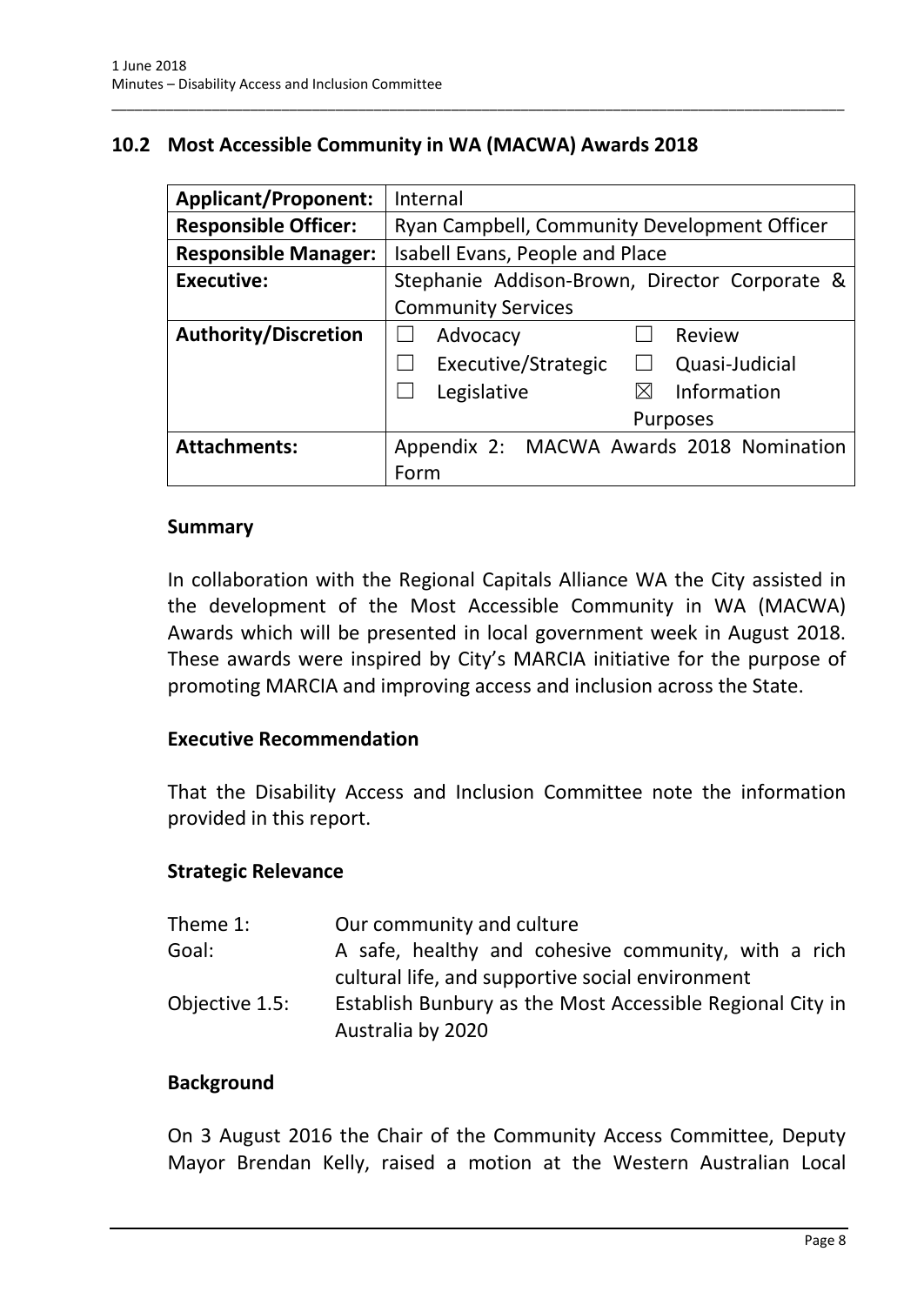## 10.2 Most Accessible Community in WA (MACWA) Awards 2018

| **Applicant/Proponent:** | Internal |
|---|---|
| **Responsible Officer:** | Ryan Campbell, Community Development Officer |
| **Responsible Manager:** | Isabell Evans, People and Place |
| **Executive:** | Stephanie Addison-Brown, Director Corporate & Community Services |
| **Authority/Discretion** | ☐ Advocacy ☐ Review<br>☐ Executive/Strategic ☐ Quasi-Judicial<br>☐ Legislative ☒ Information Purposes |
| **Attachments:** | Appendix 2: MACWA Awards 2018 Nomination Form |

### Summary

In collaboration with the Regional Capitals Alliance WA the City assisted in the development of the Most Accessible Community in WA (MACWA) Awards which will be presented in local government week in August 2018. These awards were inspired by City's MARCIA initiative for the purpose of promoting MARCIA and improving access and inclusion across the State.

### Executive Recommendation

That the Disability Access and Inclusion Committee note the information provided in this report.

### Strategic Relevance

| | |
|---|---|
| Theme 1: | Our community and culture |
| Goal: | A safe, healthy and cohesive community, with a rich cultural life, and supportive social environment |
| Objective 1.5: | Establish Bunbury as the Most Accessible Regional City in Australia by 2020 |

### Background

On 3 August 2016 the Chair of the Community Access Committee, Deputy Mayor Brendan Kelly, raised a motion at the Western Australian Local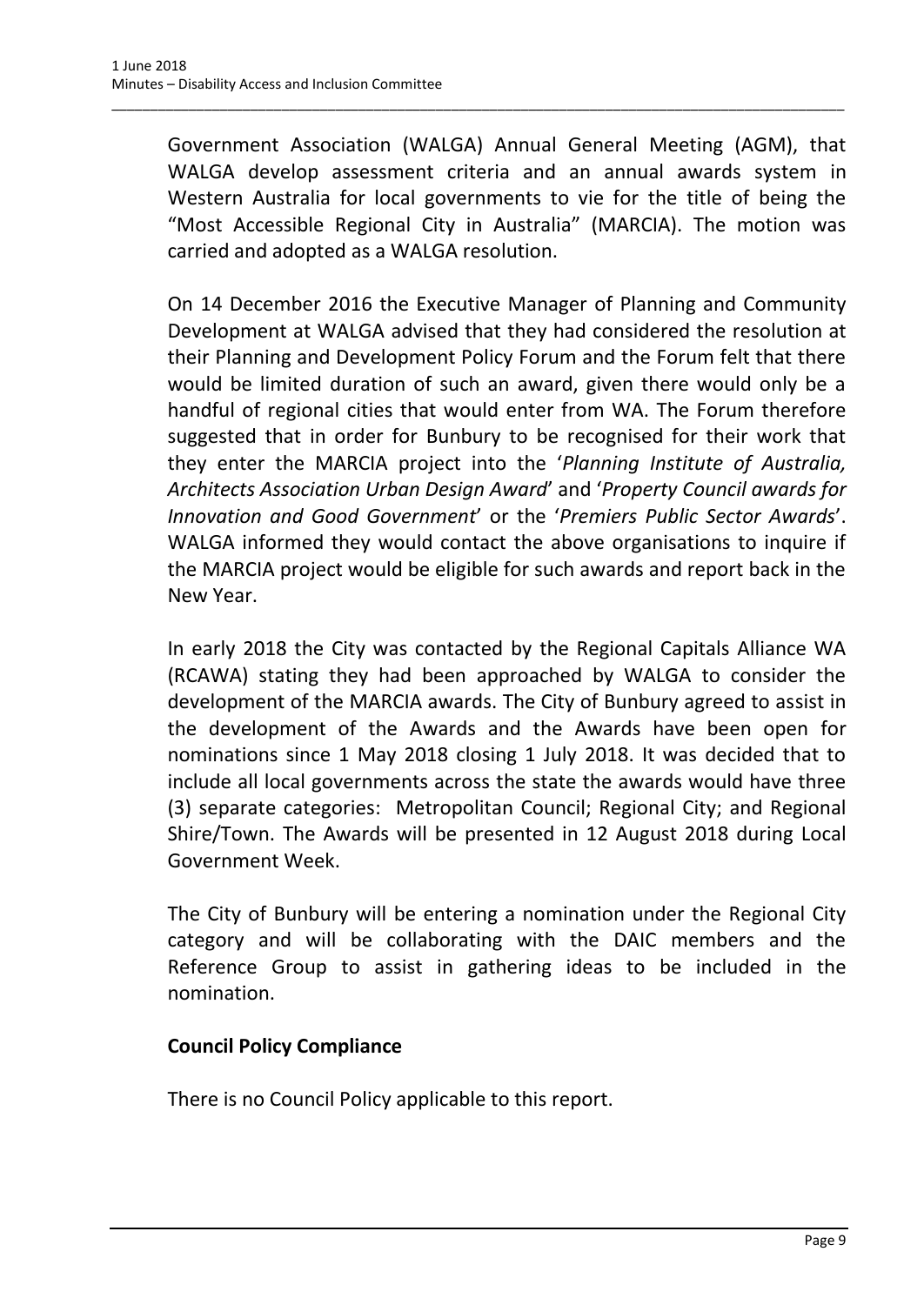Government Association (WALGA) Annual General Meeting (AGM), that WALGA develop assessment criteria and an annual awards system in Western Australia for local governments to vie for the title of being the "Most Accessible Regional City in Australia" (MARCIA). The motion was carried and adopted as a WALGA resolution.

On 14 December 2016 the Executive Manager of Planning and Community Development at WALGA advised that they had considered the resolution at their Planning and Development Policy Forum and the Forum felt that there would be limited duration of such an award, given there would only be a handful of regional cities that would enter from WA. The Forum therefore suggested that in order for Bunbury to be recognised for their work that they enter the MARCIA project into the '*Planning Institute of Australia, Architects Association Urban Design Award*' and '*Property Council awards for Innovation and Good Government*' or the '*Premiers Public Sector Awards*'. WALGA informed they would contact the above organisations to inquire if the MARCIA project would be eligible for such awards and report back in the New Year.

In early 2018 the City was contacted by the Regional Capitals Alliance WA (RCAWA) stating they had been approached by WALGA to consider the development of the MARCIA awards. The City of Bunbury agreed to assist in the development of the Awards and the Awards have been open for nominations since 1 May 2018 closing 1 July 2018. It was decided that to include all local governments across the state the awards would have three (3) separate categories: Metropolitan Council; Regional City; and Regional Shire/Town. The Awards will be presented in 12 August 2018 during Local Government Week.

The City of Bunbury will be entering a nomination under the Regional City category and will be collaborating with the DAIC members and the Reference Group to assist in gathering ideas to be included in the nomination.

**Council Policy Compliance**

There is no Council Policy applicable to this report.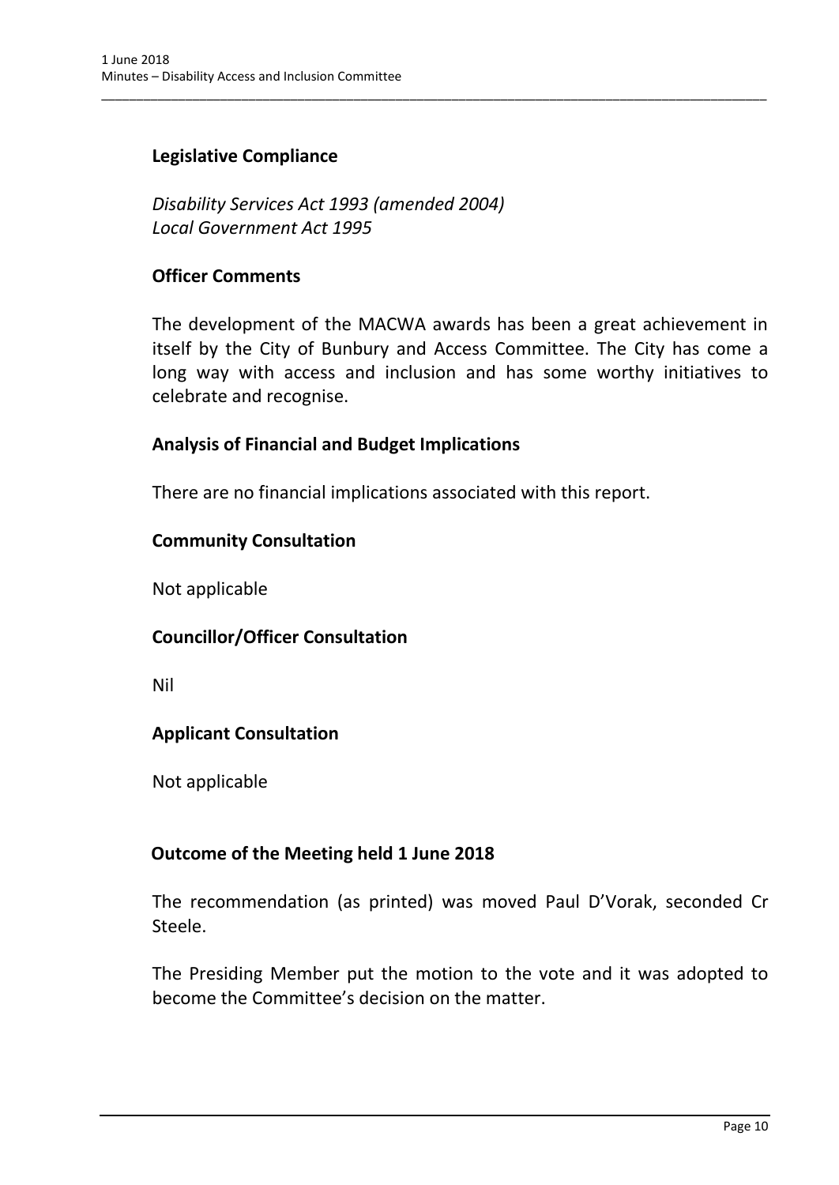### Legislative Compliance

*Disability Services Act 1993 (amended 2004)*
*Local Government Act 1995*

### Officer Comments

The development of the MACWA awards has been a great achievement in itself by the City of Bunbury and Access Committee. The City has come a long way with access and inclusion and has some worthy initiatives to celebrate and recognise.

### Analysis of Financial and Budget Implications

There are no financial implications associated with this report.

### Community Consultation

Not applicable

### Councillor/Officer Consultation

Nil

### Applicant Consultation

Not applicable

### Outcome of the Meeting held 1 June 2018

The recommendation (as printed) was moved Paul D'Vorak, seconded Cr Steele.

The Presiding Member put the motion to the vote and it was adopted to become the Committee's decision on the matter.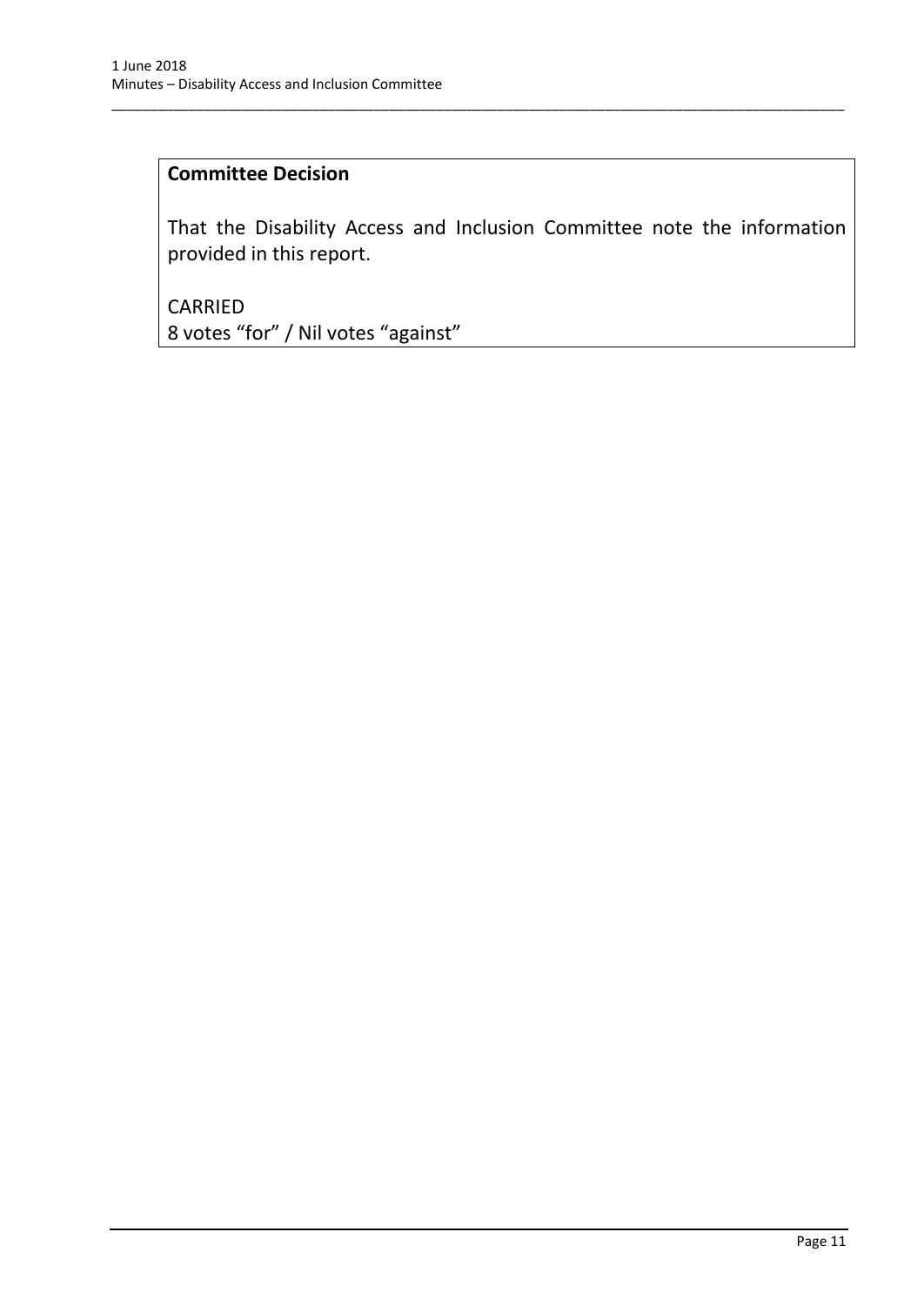**Committee Decision**

That the Disability Access and Inclusion Committee note the information provided in this report.

CARRIED
8 votes "for" / Nil votes "against"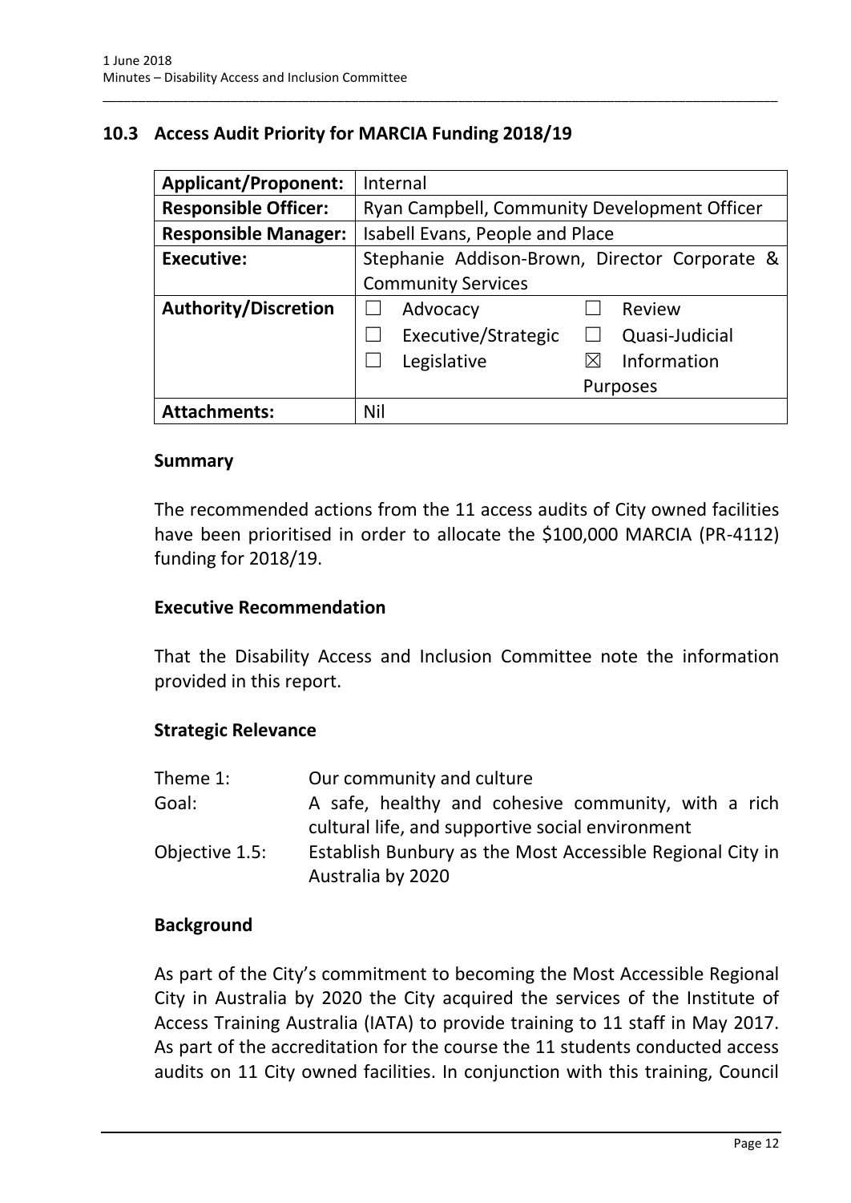## 10.3 Access Audit Priority for MARCIA Funding 2018/19

| **Applicant/Proponent:** | Internal |
|---|---|
| **Responsible Officer:** | Ryan Campbell, Community Development Officer |
| **Responsible Manager:** | Isabell Evans, People and Place |
| **Executive:** | Stephanie Addison-Brown, Director Corporate & Community Services |
| **Authority/Discretion** | ☐ Advocacy ☐ Review<br>☐ Executive/Strategic ☐ Quasi-Judicial<br>☐ Legislative ☒ Information Purposes |
| **Attachments:** | Nil |

### Summary

The recommended actions from the 11 access audits of City owned facilities have been prioritised in order to allocate the $100,000 MARCIA (PR-4112) funding for 2018/19.

### Executive Recommendation

That the Disability Access and Inclusion Committee note the information provided in this report.

### Strategic Relevance

| | |
|---|---|
| Theme 1: | Our community and culture |
| Goal: | A safe, healthy and cohesive community, with a rich cultural life, and supportive social environment |
| Objective 1.5: | Establish Bunbury as the Most Accessible Regional City in Australia by 2020 |

### Background

As part of the City's commitment to becoming the Most Accessible Regional City in Australia by 2020 the City acquired the services of the Institute of Access Training Australia (IATA) to provide training to 11 staff in May 2017. As part of the accreditation for the course the 11 students conducted access audits on 11 City owned facilities. In conjunction with this training, Council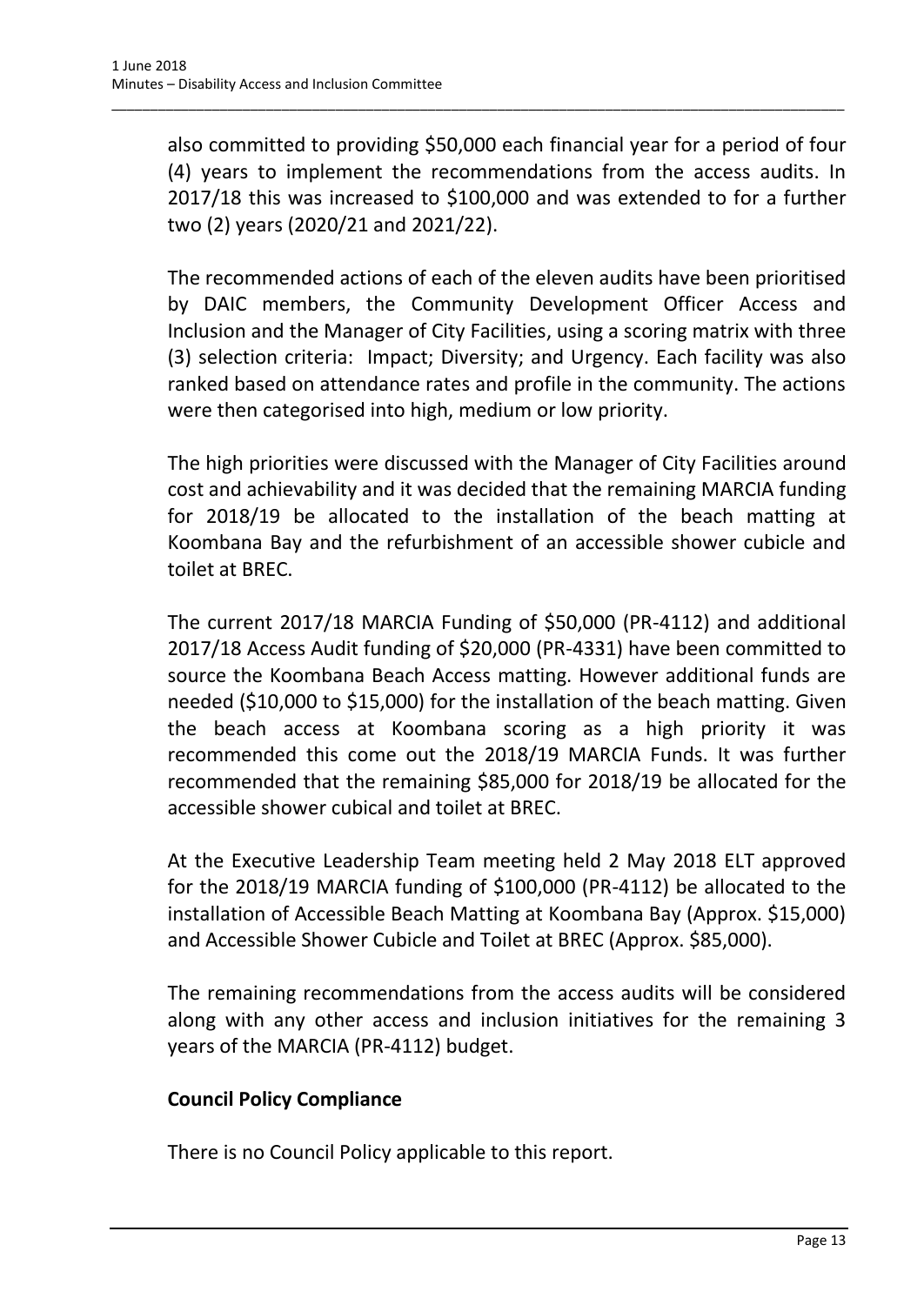also committed to providing $50,000 each financial year for a period of four (4) years to implement the recommendations from the access audits. In 2017/18 this was increased to $100,000 and was extended to for a further two (2) years (2020/21 and 2021/22).

The recommended actions of each of the eleven audits have been prioritised by DAIC members, the Community Development Officer Access and Inclusion and the Manager of City Facilities, using a scoring matrix with three (3) selection criteria: Impact; Diversity; and Urgency. Each facility was also ranked based on attendance rates and profile in the community. The actions were then categorised into high, medium or low priority.

The high priorities were discussed with the Manager of City Facilities around cost and achievability and it was decided that the remaining MARCIA funding for 2018/19 be allocated to the installation of the beach matting at Koombana Bay and the refurbishment of an accessible shower cubicle and toilet at BREC.

The current 2017/18 MARCIA Funding of $50,000 (PR-4112) and additional 2017/18 Access Audit funding of $20,000 (PR-4331) have been committed to source the Koombana Beach Access matting. However additional funds are needed ($10,000 to $15,000) for the installation of the beach matting. Given the beach access at Koombana scoring as a high priority it was recommended this come out the 2018/19 MARCIA Funds. It was further recommended that the remaining $85,000 for 2018/19 be allocated for the accessible shower cubical and toilet at BREC.

At the Executive Leadership Team meeting held 2 May 2018 ELT approved for the 2018/19 MARCIA funding of $100,000 (PR-4112) be allocated to the installation of Accessible Beach Matting at Koombana Bay (Approx. $15,000) and Accessible Shower Cubicle and Toilet at BREC (Approx. $85,000).

The remaining recommendations from the access audits will be considered along with any other access and inclusion initiatives for the remaining 3 years of the MARCIA (PR-4112) budget.

**Council Policy Compliance**

There is no Council Policy applicable to this report.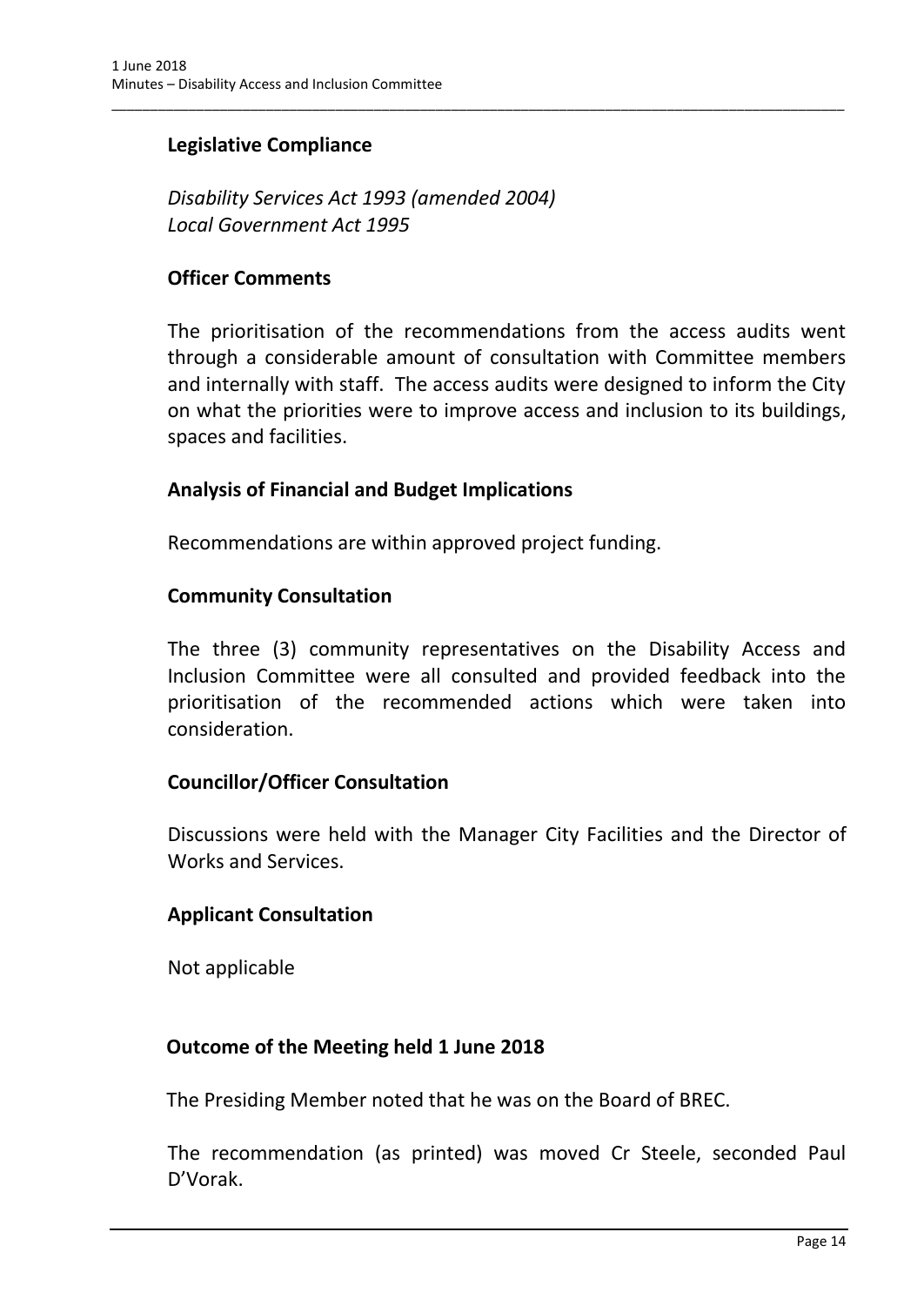### Legislative Compliance

*Disability Services Act 1993 (amended 2004)*
*Local Government Act 1995*

### Officer Comments

The prioritisation of the recommendations from the access audits went through a considerable amount of consultation with Committee members and internally with staff. The access audits were designed to inform the City on what the priorities were to improve access and inclusion to its buildings, spaces and facilities.

### Analysis of Financial and Budget Implications

Recommendations are within approved project funding.

### Community Consultation

The three (3) community representatives on the Disability Access and Inclusion Committee were all consulted and provided feedback into the prioritisation of the recommended actions which were taken into consideration.

### Councillor/Officer Consultation

Discussions were held with the Manager City Facilities and the Director of Works and Services.

### Applicant Consultation

Not applicable

### Outcome of the Meeting held 1 June 2018

The Presiding Member noted that he was on the Board of BREC.

The recommendation (as printed) was moved Cr Steele, seconded Paul D'Vorak.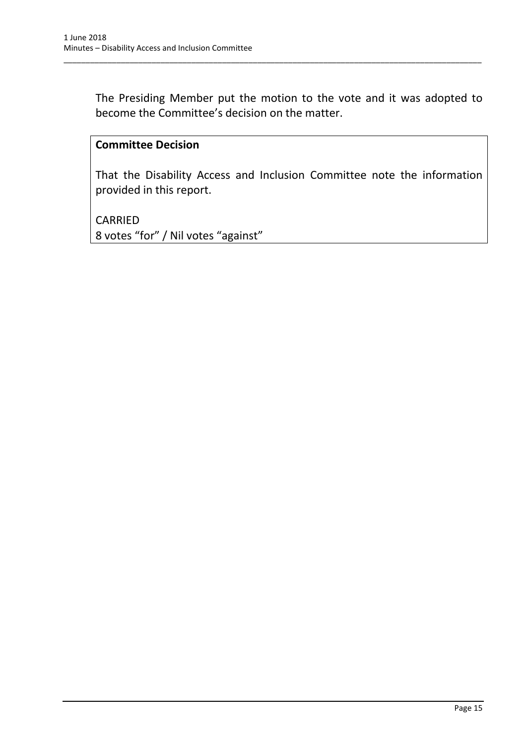The Presiding Member put the motion to the vote and it was adopted to become the Committee's decision on the matter.

**Committee Decision**

That the Disability Access and Inclusion Committee note the information provided in this report.

CARRIED
8 votes "for" / Nil votes "against"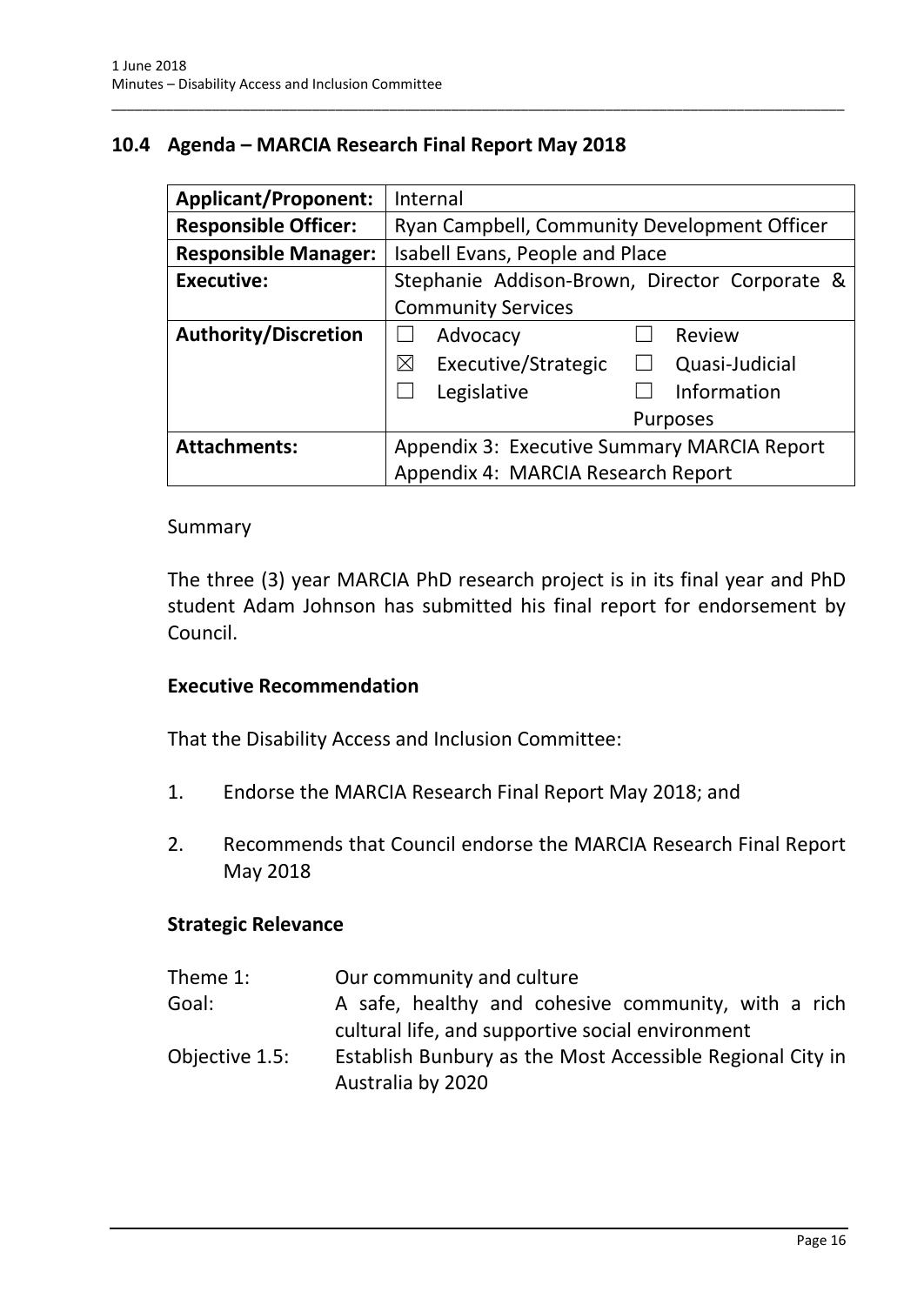## 10.4 Agenda – MARCIA Research Final Report May 2018

| | |
|---|---|
| **Applicant/Proponent:** | Internal |
| **Responsible Officer:** | Ryan Campbell, Community Development Officer |
| **Responsible Manager:** | Isabell Evans, People and Place |
| **Executive:** | Stephanie Addison-Brown, Director Corporate & Community Services |
| **Authority/Discretion** | ☐ Advocacy ☐ Review<br>☒ Executive/Strategic ☐ Quasi-Judicial<br>☐ Legislative ☐ Information Purposes |
| **Attachments:** | Appendix 3: Executive Summary MARCIA Report<br>Appendix 4: MARCIA Research Report |

Summary

The three (3) year MARCIA PhD research project is in its final year and PhD student Adam Johnson has submitted his final report for endorsement by Council.

**Executive Recommendation**

That the Disability Access and Inclusion Committee:

1. Endorse the MARCIA Research Final Report May 2018; and
2. Recommends that Council endorse the MARCIA Research Final Report May 2018

**Strategic Relevance**

| | |
|---|---|
| Theme 1: | Our community and culture |
| Goal: | A safe, healthy and cohesive community, with a rich cultural life, and supportive social environment |
| Objective 1.5: | Establish Bunbury as the Most Accessible Regional City in Australia by 2020 |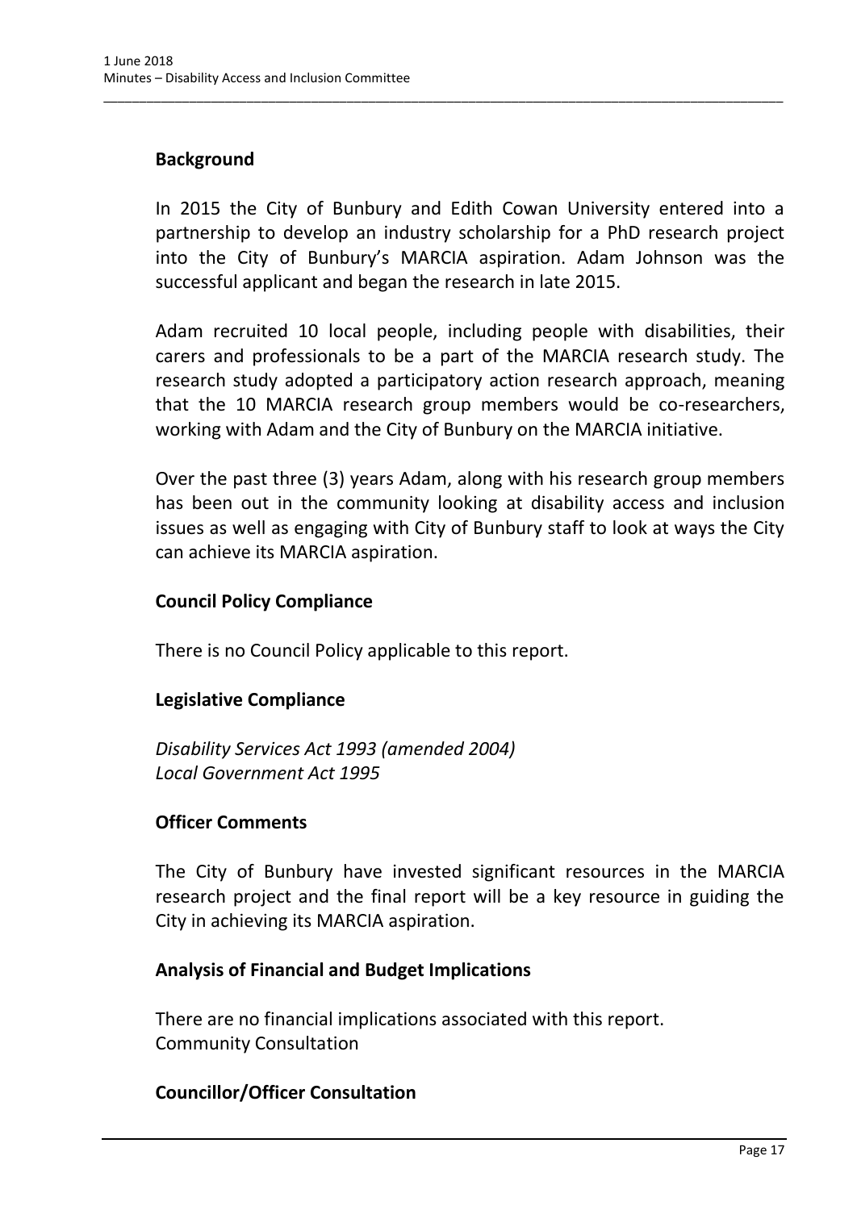### Background

In 2015 the City of Bunbury and Edith Cowan University entered into a partnership to develop an industry scholarship for a PhD research project into the City of Bunbury's MARCIA aspiration. Adam Johnson was the successful applicant and began the research in late 2015.

Adam recruited 10 local people, including people with disabilities, their carers and professionals to be a part of the MARCIA research study. The research study adopted a participatory action research approach, meaning that the 10 MARCIA research group members would be co-researchers, working with Adam and the City of Bunbury on the MARCIA initiative.

Over the past three (3) years Adam, along with his research group members has been out in the community looking at disability access and inclusion issues as well as engaging with City of Bunbury staff to look at ways the City can achieve its MARCIA aspiration.

### Council Policy Compliance

There is no Council Policy applicable to this report.

### Legislative Compliance

*Disability Services Act 1993 (amended 2004)*
*Local Government Act 1995*

### Officer Comments

The City of Bunbury have invested significant resources in the MARCIA research project and the final report will be a key resource in guiding the City in achieving its MARCIA aspiration.

### Analysis of Financial and Budget Implications

There are no financial implications associated with this report.
Community Consultation

### Councillor/Officer Consultation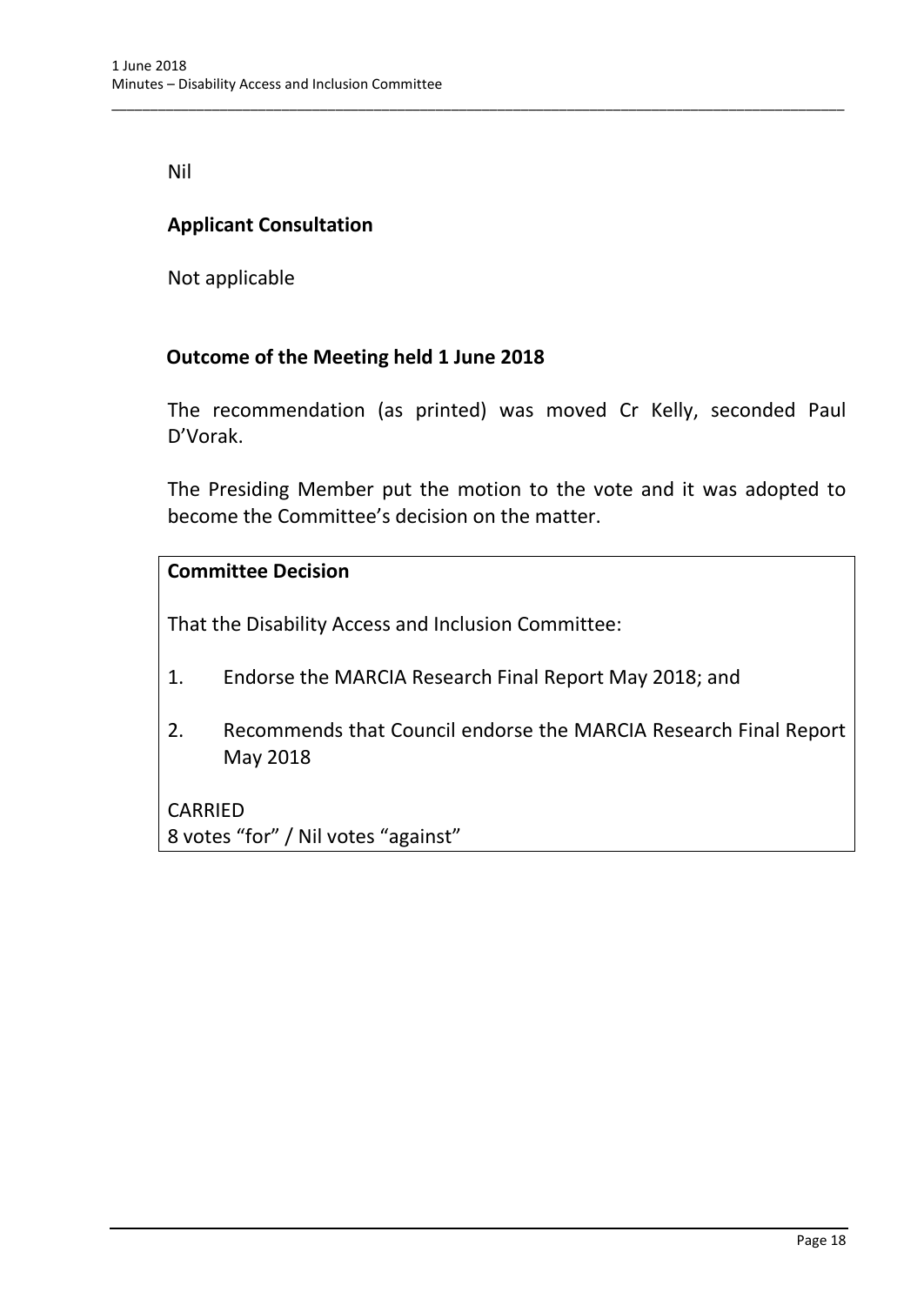Nil

### Applicant Consultation

Not applicable

### Outcome of the Meeting held 1 June 2018

The recommendation (as printed) was moved Cr Kelly, seconded Paul D'Vorak.

The Presiding Member put the motion to the vote and it was adopted to become the Committee's decision on the matter.

**Committee Decision**

That the Disability Access and Inclusion Committee:

1. Endorse the MARCIA Research Final Report May 2018; and

2. Recommends that Council endorse the MARCIA Research Final Report May 2018

CARRIED
8 votes "for" / Nil votes "against"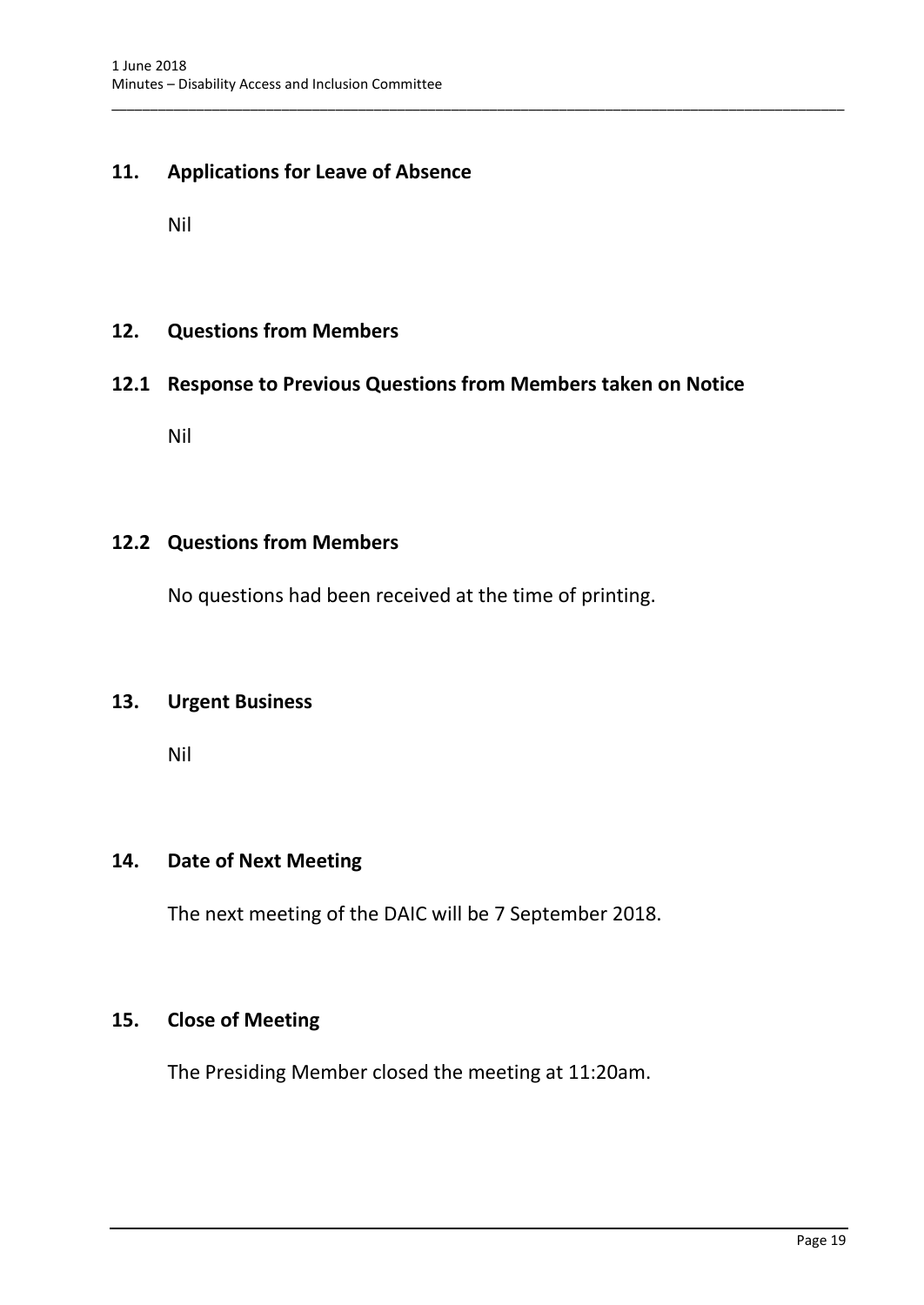## 11. Applications for Leave of Absence

Nil

## 12. Questions from Members

### 12.1 Response to Previous Questions from Members taken on Notice

Nil

### 12.2 Questions from Members

No questions had been received at the time of printing.

## 13. Urgent Business

Nil

## 14. Date of Next Meeting

The next meeting of the DAIC will be 7 September 2018.

## 15. Close of Meeting

The Presiding Member closed the meeting at 11:20am.